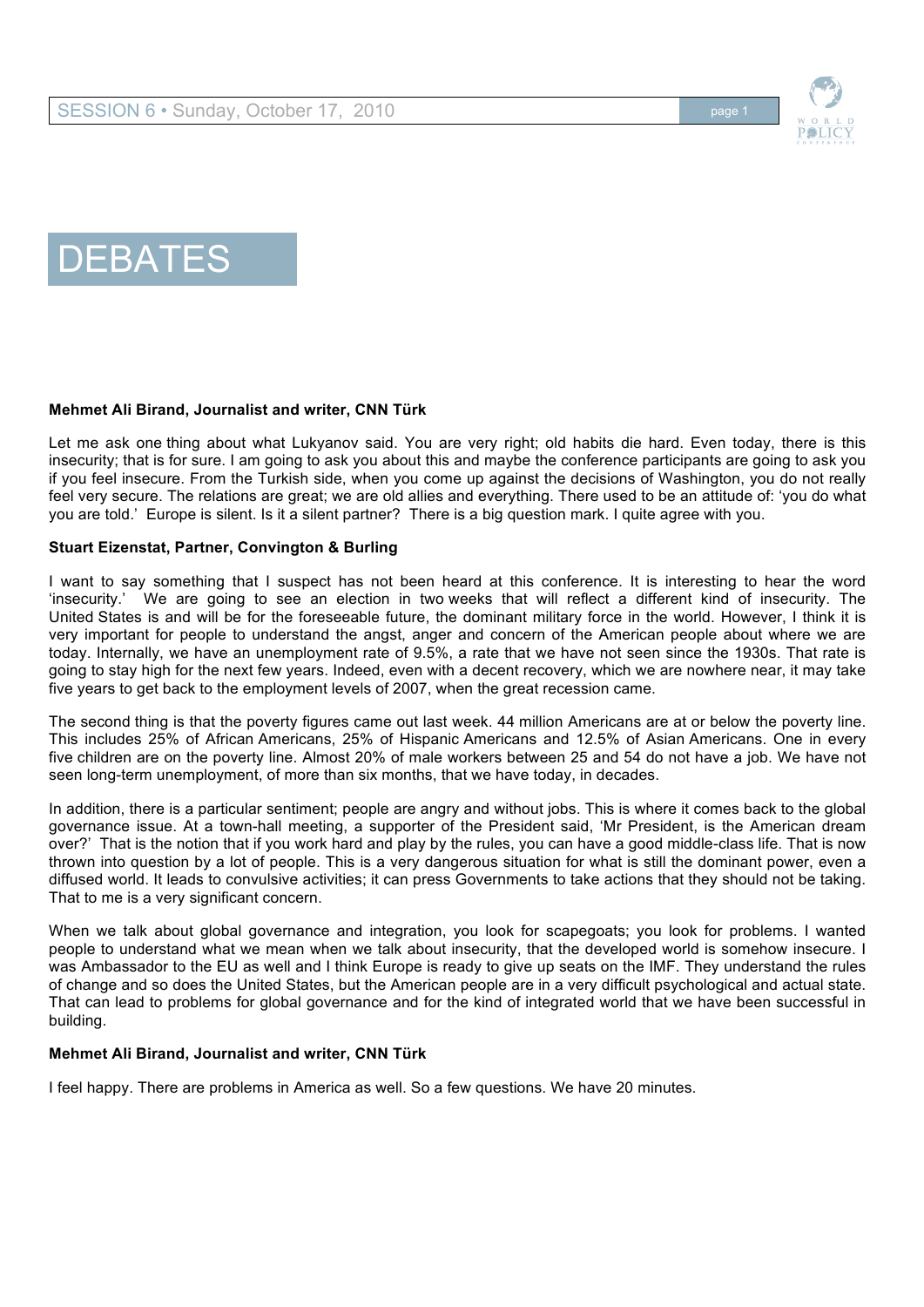# DEBATES

**Mehmet Ali Birand, Journalist and writer, CNN Türk**

Let me ask one thing about what Lukyanov said. You are very right; old habits die hard. Even today, there is this insecurity; that is for sure. I am going to ask you about this and maybe the conference participants are going to ask you if you feel insecure. From the Turkish side, when you come up against the decisions of Washington, you do not really feel very secure. The relations are great; we are old allies and everything. There used to be an attitude of: 'you do what you are told.' Europe is silent. Is it a silent partner? There is a big question mark. I quite agree with you.

**Stuart Eizenstat, Partner, Convington & Burling**

I want to say something that I suspect has not been heard at this conference. It is interesting to hear the word 'insecurity.' We are going to see an election in two weeks that will reflect a different kind of insecurity. The United States is and will be for the foreseeable future, the dominant military force in the world. However, I think it is very important for people to understand the angst, anger and concern of the American people about where we are today. Internally, we have an unemployment rate of 9.5%, a rate that we have not seen since the 1930s. That rate is going to stay high for the next few years. Indeed, even with a decent recovery, which we are nowhere near, it may take five years to get back to the employment levels of 2007, when the great recession came.

The second thing is that the poverty figures came out last week. 44 million Americans are at or below the poverty line. This includes 25% of African Americans, 25% of Hispanic Americans and 12.5% of Asian Americans. One in every five children are on the poverty line. Almost 20% of male workers between 25 and 54 do not have a job. We have not seen long-term unemployment, of more than six months, that we have today, in decades.

In addition, there is a particular sentiment; people are angry and without jobs. This is where it comes back to the global governance issue. At a town-hall meeting, a supporter of the President said, 'Mr President, is the American dream over?' That is the notion that if you work hard and play by the rules, you can have a good middle-class life. That is now thrown into question by a lot of people. This is a very dangerous situation for what is still the dominant power, even a diffused world. It leads to convulsive activities; it can press Governments to take actions that they should not be taking. That to me is a very significant concern.

When we talk about global governance and integration, you look for scapegoats; you look for problems. I wanted people to understand what we mean when we talk about insecurity, that the developed world is somehow insecure. I was Ambassador to the EU as well and I think Europe is ready to give up seats on the IMF. They understand the rules of change and so does the United States, but the American people are in a very difficult psychological and actual state. That can lead to problems for global governance and for the kind of integrated world that we have been successful in building.

**Mehmet Ali Birand, Journalist and writer, CNN Türk**

I feel happy. There are problems in America as well. So a few questions. We have 20 minutes.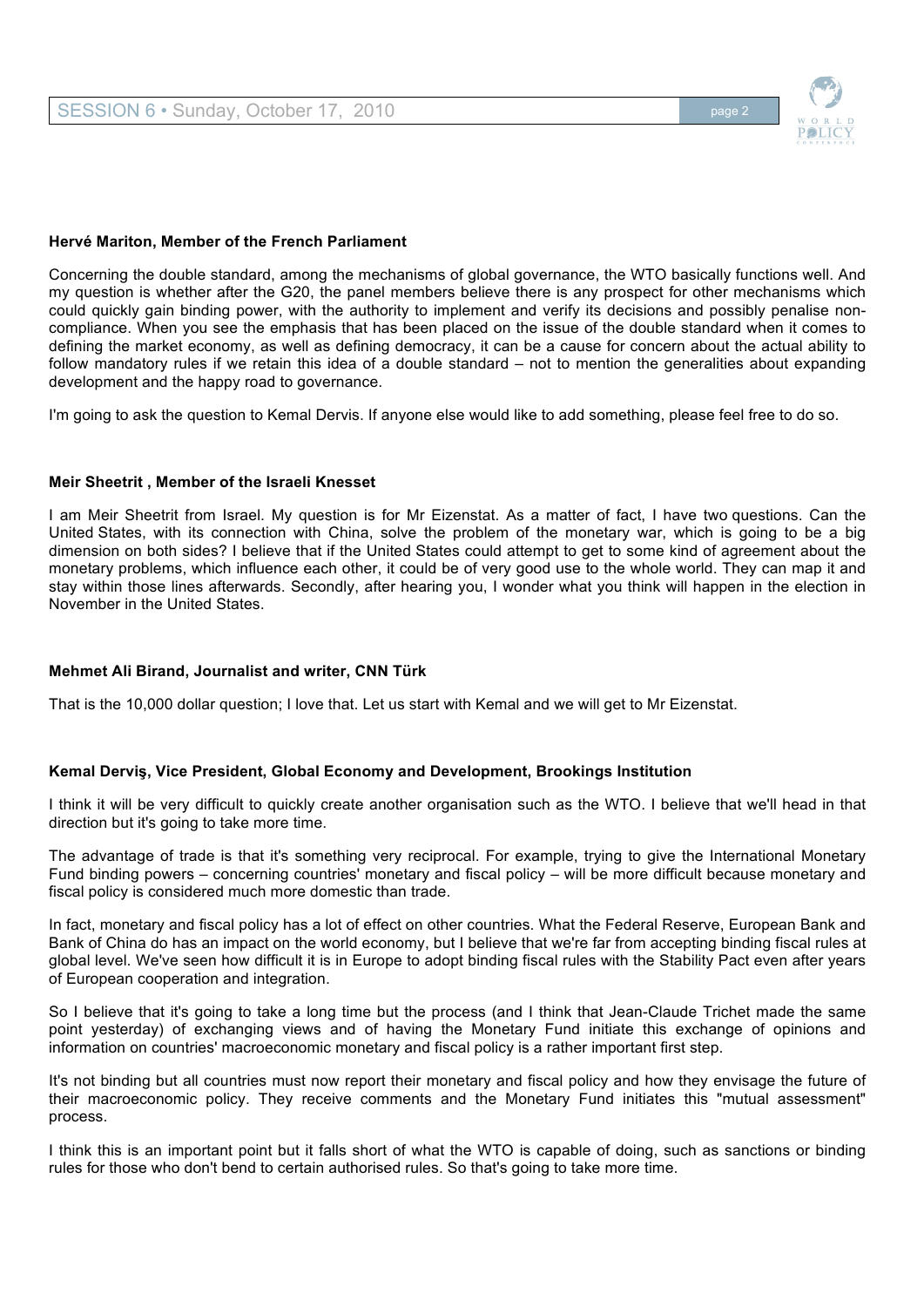**Hervé Mariton, Member of the French Parliament**

Concerning the double standard, among the mechanisms of global governance, the WTO basically functions well. And my question is whether after the G20, the panel members believe there is any prospect for other mechanisms which could quickly gain binding power, with the authority to implement and verify its decisions and possibly penalise non-compliance. When you see the emphasis that has been placed on the issue of the double standard when it comes to defining the market economy, as well as defining democracy, it can be a cause for concern about the actual ability to follow mandatory rules if we retain this idea of a double standard – not to mention the generalities about expanding development and the happy road to governance.

I'm going to ask the question to Kemal Dervis. If anyone else would like to add something, please feel free to do so.

**Meir Sheetrit , Member of the Israeli Knesset**

I am Meir Sheetrit from Israel. My question is for Mr Eizenstat. As a matter of fact, I have two questions. Can the United States, with its connection with China, solve the problem of the monetary war, which is going to be a big dimension on both sides? I believe that if the United States could attempt to get to some kind of agreement about the monetary problems, which influence each other, it could be of very good use to the whole world. They can map it and stay within those lines afterwards. Secondly, after hearing you, I wonder what you think will happen in the election in November in the United States.

**Mehmet Ali Birand, Journalist and writer, CNN Türk**

That is the 10,000 dollar question; I love that. Let us start with Kemal and we will get to Mr Eizenstat.

**Kemal Derviş, Vice President, Global Economy and Development, Brookings Institution**

I think it will be very difficult to quickly create another organisation such as the WTO. I believe that we'll head in that direction but it's going to take more time.

The advantage of trade is that it's something very reciprocal. For example, trying to give the International Monetary Fund binding powers – concerning countries' monetary and fiscal policy – will be more difficult because monetary and fiscal policy is considered much more domestic than trade.

In fact, monetary and fiscal policy has a lot of effect on other countries. What the Federal Reserve, European Bank and Bank of China do has an impact on the world economy, but I believe that we're far from accepting binding fiscal rules at global level. We've seen how difficult it is in Europe to adopt binding fiscal rules with the Stability Pact even after years of European cooperation and integration.

So I believe that it's going to take a long time but the process (and I think that Jean-Claude Trichet made the same point yesterday) of exchanging views and of having the Monetary Fund initiate this exchange of opinions and information on countries' macroeconomic monetary and fiscal policy is a rather important first step.

It's not binding but all countries must now report their monetary and fiscal policy and how they envisage the future of their macroeconomic policy. They receive comments and the Monetary Fund initiates this "mutual assessment" process.

I think this is an important point but it falls short of what the WTO is capable of doing, such as sanctions or binding rules for those who don't bend to certain authorised rules. So that's going to take more time.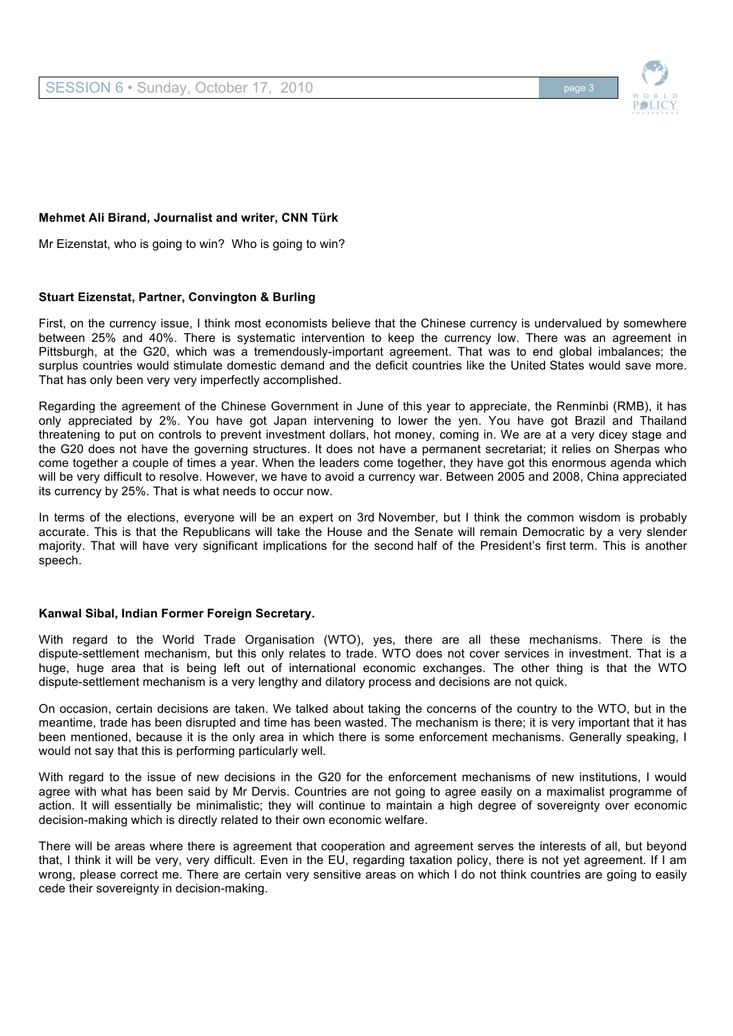**Mehmet Ali Birand, Journalist and writer, CNN Türk**

Mr Eizenstat, who is going to win? Who is going to win?

**Stuart Eizenstat, Partner, Convington & Burling**

First, on the currency issue, I think most economists believe that the Chinese currency is undervalued by somewhere between 25% and 40%. There is systematic intervention to keep the currency low. There was an agreement in Pittsburgh, at the G20, which was a tremendously-important agreement. That was to end global imbalances; the surplus countries would stimulate domestic demand and the deficit countries like the United States would save more. That has only been very very imperfectly accomplished.

Regarding the agreement of the Chinese Government in June of this year to appreciate, the Renminbi (RMB), it has only appreciated by 2%. You have got Japan intervening to lower the yen. You have got Brazil and Thailand threatening to put on controls to prevent investment dollars, hot money, coming in. We are at a very dicey stage and the G20 does not have the governing structures. It does not have a permanent secretariat; it relies on Sherpas who come together a couple of times a year. When the leaders come together, they have got this enormous agenda which will be very difficult to resolve. However, we have to avoid a currency war. Between 2005 and 2008, China appreciated its currency by 25%. That is what needs to occur now.

In terms of the elections, everyone will be an expert on 3rd November, but I think the common wisdom is probably accurate. This is that the Republicans will take the House and the Senate will remain Democratic by a very slender majority. That will have very significant implications for the second half of the President's first term. This is another speech.

**Kanwal Sibal, Indian Former Foreign Secretary.**

With regard to the World Trade Organisation (WTO), yes, there are all these mechanisms. There is the dispute-settlement mechanism, but this only relates to trade. WTO does not cover services in investment. That is a huge, huge area that is being left out of international economic exchanges. The other thing is that the WTO dispute-settlement mechanism is a very lengthy and dilatory process and decisions are not quick.

On occasion, certain decisions are taken. We talked about taking the concerns of the country to the WTO, but in the meantime, trade has been disrupted and time has been wasted. The mechanism is there; it is very important that it has been mentioned, because it is the only area in which there is some enforcement mechanisms. Generally speaking, I would not say that this is performing particularly well.

With regard to the issue of new decisions in the G20 for the enforcement mechanisms of new institutions, I would agree with what has been said by Mr Dervis. Countries are not going to agree easily on a maximalist programme of action. It will essentially be minimalistic; they will continue to maintain a high degree of sovereignty over economic decision-making which is directly related to their own economic welfare.

There will be areas where there is agreement that cooperation and agreement serves the interests of all, but beyond that, I think it will be very, very difficult. Even in the EU, regarding taxation policy, there is not yet agreement. If I am wrong, please correct me. There are certain very sensitive areas on which I do not think countries are going to easily cede their sovereignty in decision-making.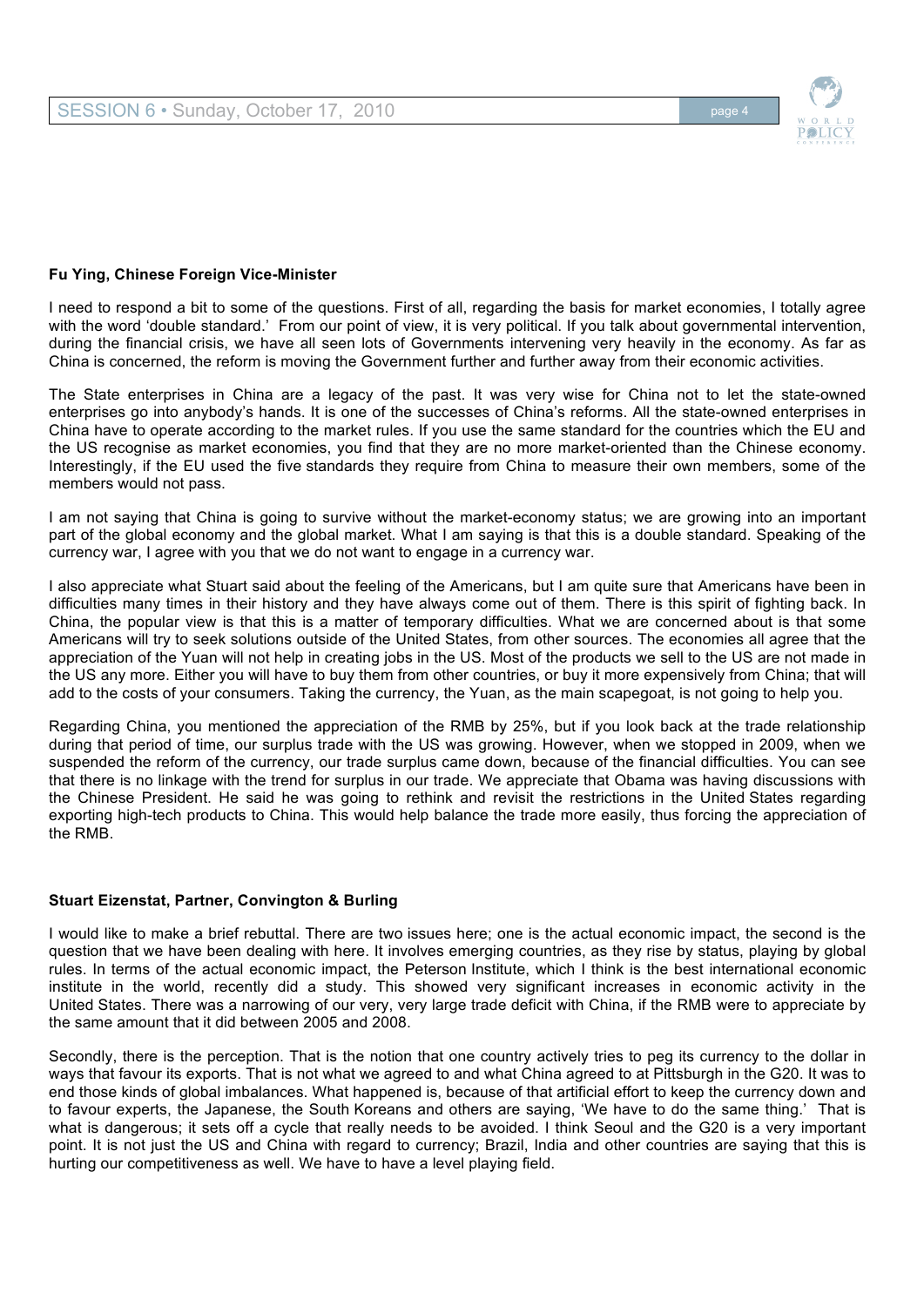**Fu Ying, Chinese Foreign Vice-Minister**

I need to respond a bit to some of the questions. First of all, regarding the basis for market economies, I totally agree with the word 'double standard.' From our point of view, it is very political. If you talk about governmental intervention, during the financial crisis, we have all seen lots of Governments intervening very heavily in the economy. As far as China is concerned, the reform is moving the Government further and further away from their economic activities.

The State enterprises in China are a legacy of the past. It was very wise for China not to let the state-owned enterprises go into anybody's hands. It is one of the successes of China's reforms. All the state-owned enterprises in China have to operate according to the market rules. If you use the same standard for the countries which the EU and the US recognise as market economies, you find that they are no more market-oriented than the Chinese economy. Interestingly, if the EU used the five standards they require from China to measure their own members, some of the members would not pass.

I am not saying that China is going to survive without the market-economy status; we are growing into an important part of the global economy and the global market. What I am saying is that this is a double standard. Speaking of the currency war, I agree with you that we do not want to engage in a currency war.

I also appreciate what Stuart said about the feeling of the Americans, but I am quite sure that Americans have been in difficulties many times in their history and they have always come out of them. There is this spirit of fighting back. In China, the popular view is that this is a matter of temporary difficulties. What we are concerned about is that some Americans will try to seek solutions outside of the United States, from other sources. The economies all agree that the appreciation of the Yuan will not help in creating jobs in the US. Most of the products we sell to the US are not made in the US any more. Either you will have to buy them from other countries, or buy it more expensively from China; that will add to the costs of your consumers. Taking the currency, the Yuan, as the main scapegoat, is not going to help you.

Regarding China, you mentioned the appreciation of the RMB by 25%, but if you look back at the trade relationship during that period of time, our surplus trade with the US was growing. However, when we stopped in 2009, when we suspended the reform of the currency, our trade surplus came down, because of the financial difficulties. You can see that there is no linkage with the trend for surplus in our trade. We appreciate that Obama was having discussions with the Chinese President. He said he was going to rethink and revisit the restrictions in the United States regarding exporting high-tech products to China. This would help balance the trade more easily, thus forcing the appreciation of the RMB.

**Stuart Eizenstat, Partner, Convington & Burling**

I would like to make a brief rebuttal. There are two issues here; one is the actual economic impact, the second is the question that we have been dealing with here. It involves emerging countries, as they rise by status, playing by global rules. In terms of the actual economic impact, the Peterson Institute, which I think is the best international economic institute in the world, recently did a study. This showed very significant increases in economic activity in the United States. There was a narrowing of our very, very large trade deficit with China, if the RMB were to appreciate by the same amount that it did between 2005 and 2008.

Secondly, there is the perception. That is the notion that one country actively tries to peg its currency to the dollar in ways that favour its exports. That is not what we agreed to and what China agreed to at Pittsburgh in the G20. It was to end those kinds of global imbalances. What happened is, because of that artificial effort to keep the currency down and to favour experts, the Japanese, the South Koreans and others are saying, 'We have to do the same thing.' That is what is dangerous; it sets off a cycle that really needs to be avoided. I think Seoul and the G20 is a very important point. It is not just the US and China with regard to currency; Brazil, India and other countries are saying that this is hurting our competitiveness as well. We have to have a level playing field.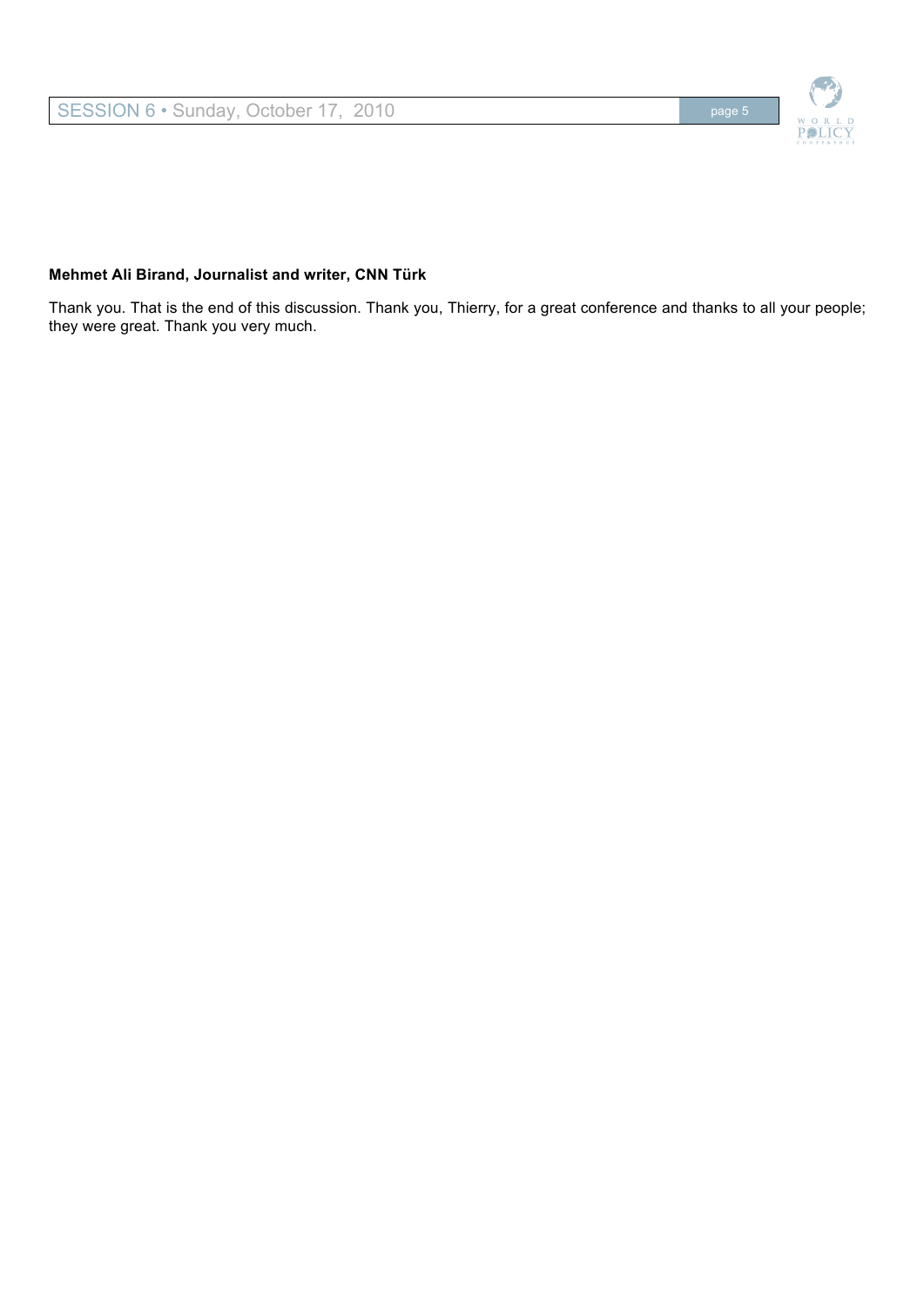**Mehmet Ali Birand, Journalist and writer, CNN Türk**

Thank you. That is the end of this discussion. Thank you, Thierry, for a great conference and thanks to all your people; they were great. Thank you very much.